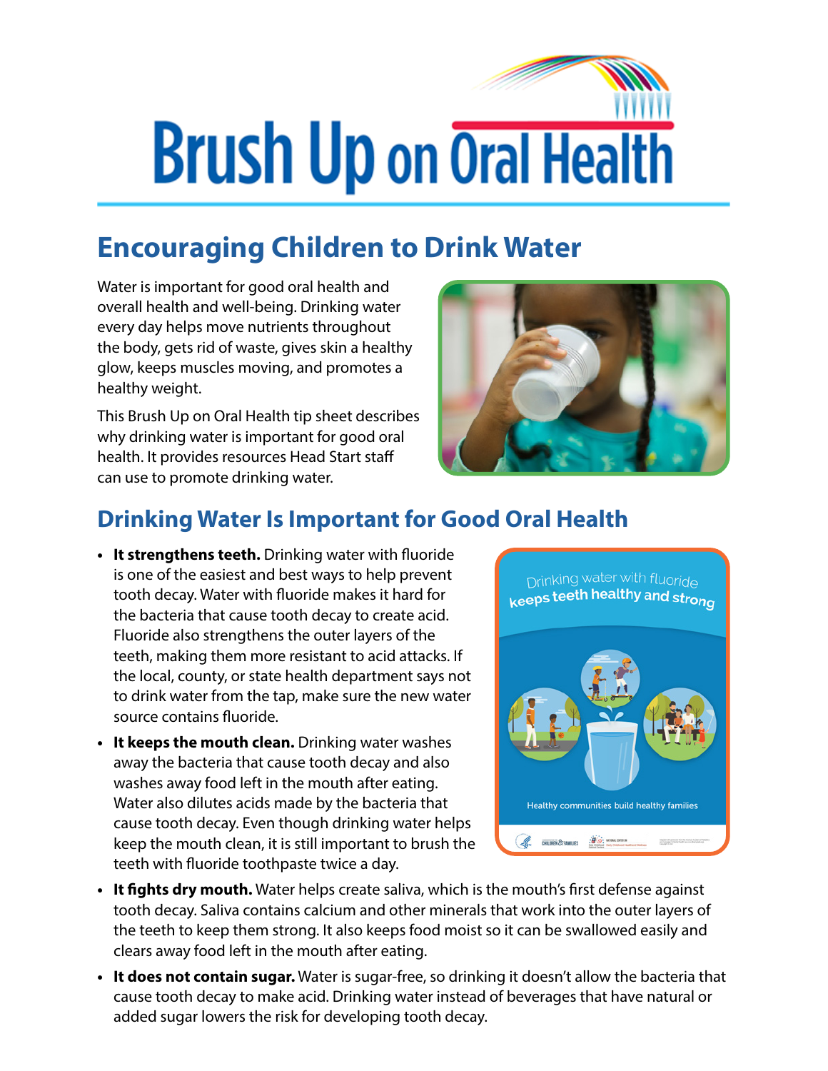# Brush Up on Oral Health

## Encouraging Children to Drink Water

Water is important for good oral health and overall health and well-being. Drinking water every day helps move nutrients throughout the body, gets rid of waste, gives skin a healthy glow, keeps muscles moving, and promotes a healthy weight.

This Brush Up on Oral Health tip sheet describes why drinking water is important for good oral health. It provides resources Head Start staff can use to promote drinking water.

## Drinking Water Is Important for Good Oral Health

- **It strengthens teeth.** Drinking water with fluoride is one of the easiest and best ways to help prevent tooth decay. Water with fluoride makes it hard for the bacteria that cause tooth decay to create acid. Fluoride also strengthens the outer layers of the teeth, making them more resistant to acid attacks. If the local, county, or state health department says not to drink water from the tap, make sure the new water source contains fluoride.
- **It keeps the mouth clean.** Drinking water washes away the bacteria that cause tooth decay and also washes away food left in the mouth after eating. Water also dilutes acids made by the bacteria that cause tooth decay. Even though drinking water helps keep the mouth clean, it is still important to brush the teeth with fluoride toothpaste twice a day.
- **It fights dry mouth.** Water helps create saliva, which is the mouth's first defense against tooth decay. Saliva contains calcium and other minerals that work into the outer layers of the teeth to keep them strong. It also keeps food moist so it can be swallowed easily and clears away food left in the mouth after eating.
- **It does not contain sugar.** Water is sugar-free, so drinking it doesn't allow the bacteria that cause tooth decay to make acid. Drinking water instead of beverages that have natural or added sugar lowers the risk for developing tooth decay.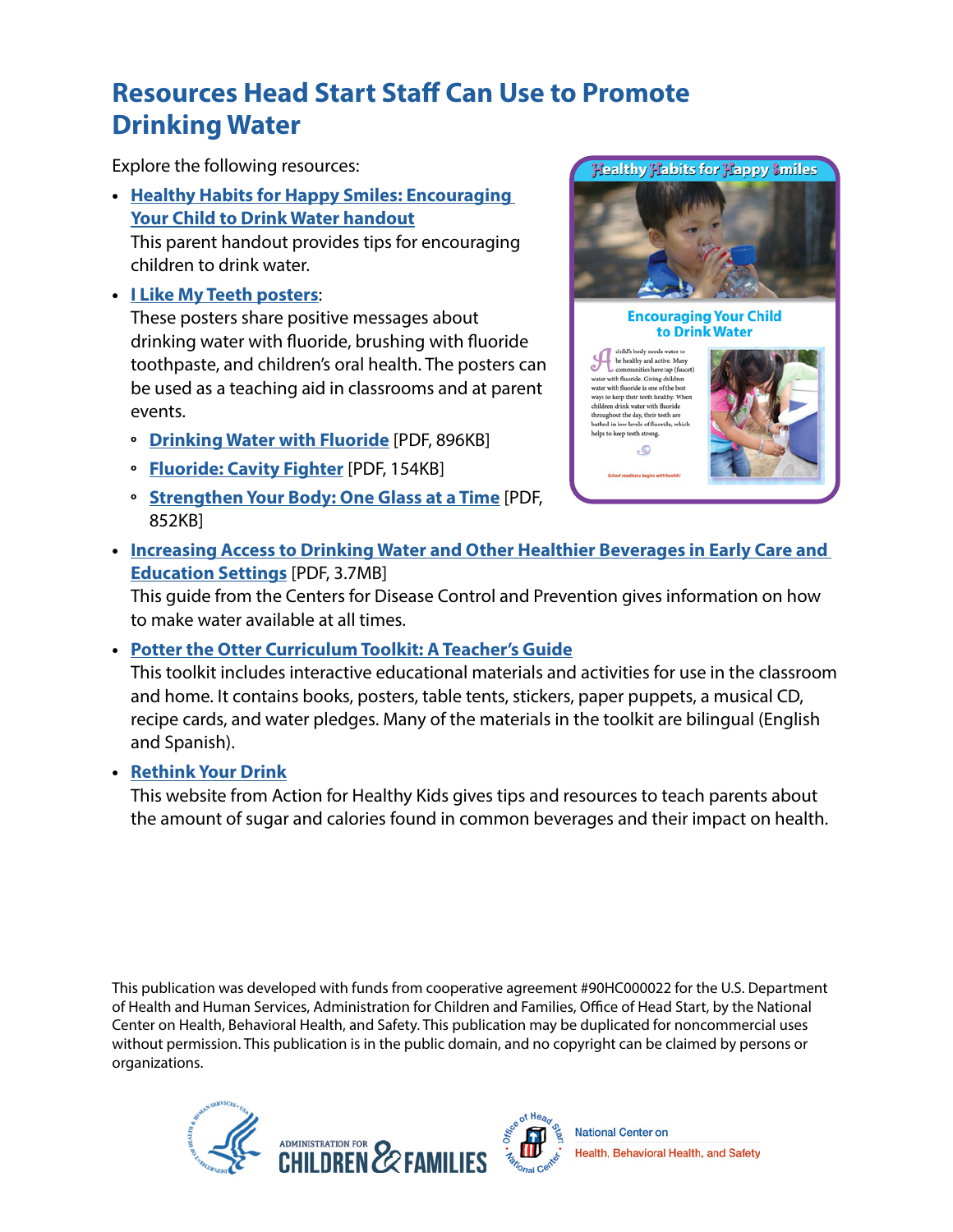# Resources Head Start Staff Can Use to Promote Drinking Water

Explore the following resources:

- **Healthy Habits for Happy Smiles: Encouraging Your Child to Drink Water handout**
  This parent handout provides tips for encouraging children to drink water.
- **I Like My Teeth posters**:
  These posters share positive messages about drinking water with fluoride, brushing with fluoride toothpaste, and children's oral health. The posters can be used as a teaching aid in classrooms and at parent events.
  - **Drinking Water with Fluoride** [PDF, 896KB]
  - **Fluoride: Cavity Fighter** [PDF, 154KB]
  - **Strengthen Your Body: One Glass at a Time** [PDF, 852KB]
- **Increasing Access to Drinking Water and Other Healthier Beverages in Early Care and Education Settings** [PDF, 3.7MB]
  This guide from the Centers for Disease Control and Prevention gives information on how to make water available at all times.
- **Potter the Otter Curriculum Toolkit: A Teacher's Guide**
  This toolkit includes interactive educational materials and activities for use in the classroom and home. It contains books, posters, table tents, stickers, paper puppets, a musical CD, recipe cards, and water pledges. Many of the materials in the toolkit are bilingual (English and Spanish).
- **Rethink Your Drink**
  This website from Action for Healthy Kids gives tips and resources to teach parents about the amount of sugar and calories found in common beverages and their impact on health.

Healthy Habits for Happy Smiles

Encouraging Your Child to Drink Water

A child's body needs water to be healthy and active. Many communities have tap (faucet) water with fluoride. Giving children water with fluoride is one of the best ways to keep their teeth healthy. When children drink water with fluoride throughout the day, their teeth are bathed in low levels of fluoride, which helps to keep teeth strong.

School readiness begins with health!

This publication was developed with funds from cooperative agreement #90HC000022 for the U.S. Department of Health and Human Services, Administration for Children and Families, Office of Head Start, by the National Center on Health, Behavioral Health, and Safety. This publication may be duplicated for noncommercial uses without permission. This publication is in the public domain, and no copyright can be claimed by persons or organizations.

Administration for Children & Families

Office of Head Start National Center

National Center on Health, Behavioral Health, and Safety